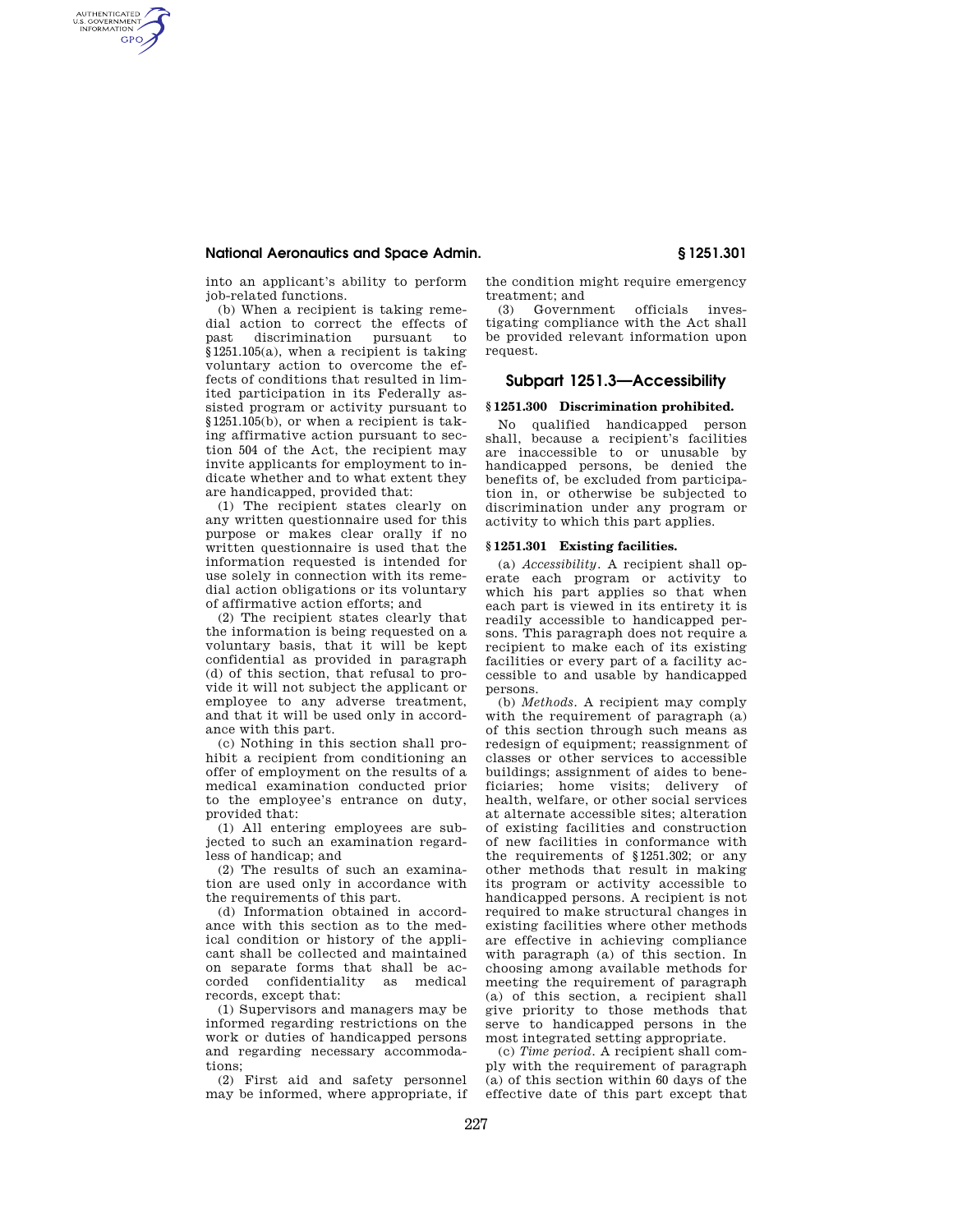into an applicant's ability to perform job-related functions.

(b) When a recipient is taking remedial action to correct the effects of past discrimination pursuant to §1251.105(a), when a recipient is taking voluntary action to overcome the effects of conditions that resulted in limited participation in its Federally assisted program or activity pursuant to §1251.105(b), or when a recipient is taking affirmative action pursuant to section 504 of the Act, the recipient may invite applicants for employment to indicate whether and to what extent they are handicapped, provided that:

(1) The recipient states clearly on any written questionnaire used for this purpose or makes clear orally if no written questionnaire is used that the information requested is intended for use solely in connection with its remedial action obligations or its voluntary of affirmative action efforts; and

(2) The recipient states clearly that the information is being requested on a voluntary basis, that it will be kept confidential as provided in paragraph (d) of this section, that refusal to provide it will not subject the applicant or employee to any adverse treatment, and that it will be used only in accordance with this part.

(c) Nothing in this section shall prohibit a recipient from conditioning an offer of employment on the results of a medical examination conducted prior to the employee's entrance on duty, provided that:

(1) All entering employees are subjected to such an examination regardless of handicap; and

(2) The results of such an examination are used only in accordance with the requirements of this part.

(d) Information obtained in accordance with this section as to the medical condition or history of the applicant shall be collected and maintained on separate forms that shall be accorded confidentiality as medical records, except that:

(1) Supervisors and managers may be informed regarding restrictions on the work or duties of handicapped persons and regarding necessary accommodations;

(2) First aid and safety personnel may be informed, where appropriate, if the condition might require emergency treatment; and

(3) Government officials investigating compliance with the Act shall be provided relevant information upon request.

## Subpart 1251.3—Accessibility

### §1251.300 Discrimination prohibited.

No qualified handicapped person shall, because a recipient's facilities are inaccessible to or unusable by handicapped persons, be denied the benefits of, be excluded from participation in, or otherwise be subjected to discrimination under any program or activity to which this part applies.

### §1251.301 Existing facilities.

(a) *Accessibility.* A recipient shall operate each program or activity to which his part applies so that when each part is viewed in its entirety it is readily accessible to handicapped persons. This paragraph does not require a recipient to make each of its existing facilities or every part of a facility accessible to and usable by handicapped persons.

(b) *Methods.* A recipient may comply with the requirement of paragraph (a) of this section through such means as redesign of equipment; reassignment of classes or other services to accessible buildings; assignment of aides to beneficiaries; home visits; delivery of health, welfare, or other social services at alternate accessible sites; alteration of existing facilities and construction of new facilities in conformance with the requirements of §1251.302; or any other methods that result in making its program or activity accessible to handicapped persons. A recipient is not required to make structural changes in existing facilities where other methods are effective in achieving compliance with paragraph (a) of this section. In choosing among available methods for meeting the requirement of paragraph (a) of this section, a recipient shall give priority to those methods that serve to handicapped persons in the most integrated setting appropriate.

(c) *Time period.* A recipient shall comply with the requirement of paragraph (a) of this section within 60 days of the effective date of this part except that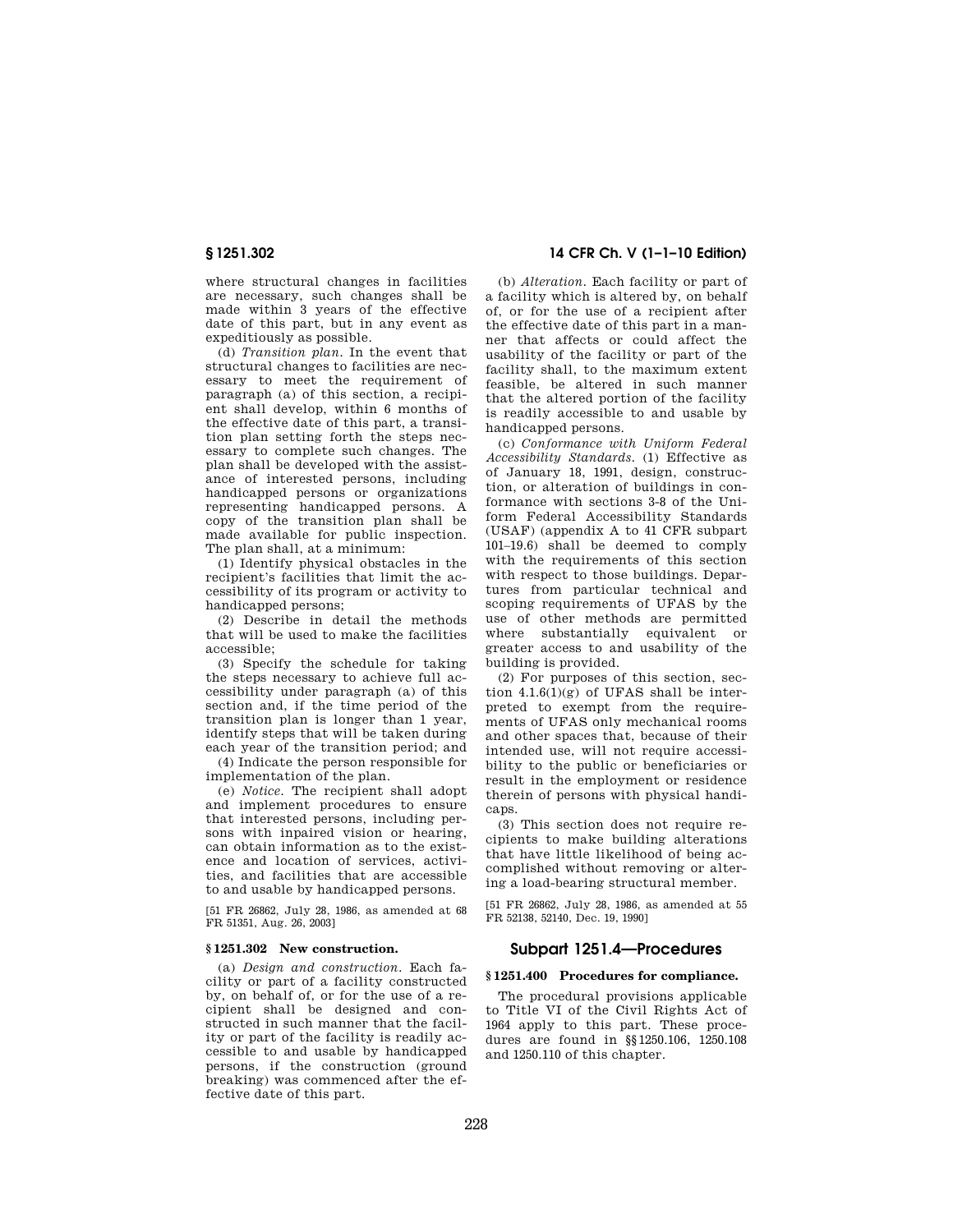where structural changes in facilities are necessary, such changes shall be made within 3 years of the effective date of this part, but in any event as expeditiously as possible.

(d) *Transition plan.* In the event that structural changes to facilities are necessary to meet the requirement of paragraph (a) of this section, a recipient shall develop, within 6 months of the effective date of this part, a transition plan setting forth the steps necessary to complete such changes. The plan shall be developed with the assistance of interested persons, including handicapped persons or organizations representing handicapped persons. A copy of the transition plan shall be made available for public inspection. The plan shall, at a minimum:

(1) Identify physical obstacles in the recipient's facilities that limit the accessibility of its program or activity to handicapped persons;

(2) Describe in detail the methods that will be used to make the facilities accessible;

(3) Specify the schedule for taking the steps necessary to achieve full accessibility under paragraph (a) of this section and, if the time period of the transition plan is longer than 1 year, identify steps that will be taken during each year of the transition period; and

(4) Indicate the person responsible for implementation of the plan.

(e) *Notice.* The recipient shall adopt and implement procedures to ensure that interested persons, including persons with inpaired vision or hearing, can obtain information as to the existence and location of services, activities, and facilities that are accessible to and usable by handicapped persons.

[51 FR 26862, July 28, 1986, as amended at 68 FR 51351, Aug. 26, 2003]

### § 1251.302 New construction.

(a) *Design and construction.* Each facility or part of a facility constructed by, on behalf of, or for the use of a recipient shall be designed and constructed in such manner that the facility or part of the facility is readily accessible to and usable by handicapped persons, if the construction (ground breaking) was commenced after the effective date of this part.

(b) *Alteration.* Each facility or part of a facility which is altered by, on behalf of, or for the use of a recipient after the effective date of this part in a manner that affects or could affect the usability of the facility or part of the facility shall, to the maximum extent feasible, be altered in such manner that the altered portion of the facility is readily accessible to and usable by handicapped persons.

(c) *Conformance with Uniform Federal Accessibility Standards.* (1) Effective as of January 18, 1991, design, construction, or alteration of buildings in conformance with sections 3-8 of the Uniform Federal Accessibility Standards (USAF) (appendix A to 41 CFR subpart 101–19.6) shall be deemed to comply with the requirements of this section with respect to those buildings. Departures from particular technical and scoping requirements of UFAS by the use of other methods are permitted where substantially equivalent or greater access to and usability of the building is provided.

(2) For purposes of this section, section 4.1.6(1)(g) of UFAS shall be interpreted to exempt from the requirements of UFAS only mechanical rooms and other spaces that, because of their intended use, will not require accessibility to the public or beneficiaries or result in the employment or residence therein of persons with physical handicaps.

(3) This section does not require recipients to make building alterations that have little likelihood of being accomplished without removing or altering a load-bearing structural member.

[51 FR 26862, July 28, 1986, as amended at 55 FR 52138, 52140, Dec. 19, 1990]

## Subpart 1251.4—Procedures

### § 1251.400 Procedures for compliance.

The procedural provisions applicable to Title VI of the Civil Rights Act of 1964 apply to this part. These procedures are found in §§ 1250.106, 1250.108 and 1250.110 of this chapter.